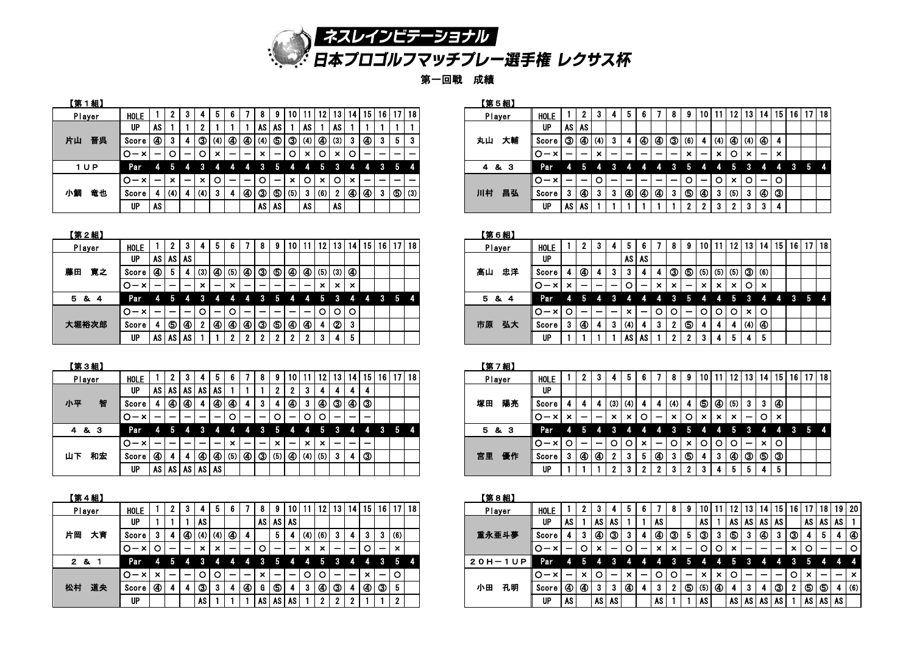# ネスレインビテーショナル
# 日本プロゴルフマッチプレー選手権 レクサス杯

## 第一回戦　成績

【第１組】

| Player | HOLE | 1 | 2 | 3 | 4 | 5 | 6 | 7 | 8 | 9 | 10 | 11 | 12 | 13 | 14 | 15 | 16 | 17 | 18 |
|---|---|---|---|---|---|---|---|---|---|---|---|---|---|---|---|---|---|---|---|
| 片山　晋呉 | UP | AS | 1 | 1 | 2 | 1 | 1 | 1 | AS | AS | 1 | AS | 1 | AS | 1 | 1 | 1 | 1 | 1 |
| | Score | ④ | 3 | 4 | ③ | (4) | ④ | ④ | (4) | ⑤ | ③ | (4) | ④ | (3) | 3 | ④ | 3 | 5 | 3 |
| | ○－× | ― | ○ | ― | ○ | × | ― | ― | × | ― | ○ | × | ○ | × | ○ | ― | ― | ― | ― |
| １UP | Par | 4 | 5 | 4 | 3 | 4 | 4 | 4 | 3 | 5 | 4 | 4 | 5 | 3 | 4 | 4 | 3 | 5 | 4 |
| 小鯛　竜也 | ○－× | ― | × | ― | × | ○ | ― | ― | ○ | ― | × | ○ | × | ○ | × | ― | ― | ― | ― |
| | Score | 4 | (4) | 4 | (4) | 3 | 4 | ④ | ③ | ⑤ | (5) | 3 | (6) | 2 | ④ | ④ | 3 | ⑤ | (3) |
| | UP | AS | | | | | | | AS | AS | | AS | | AS | | | | | |

【第２組】

| Player | HOLE | 1 | 2 | 3 | 4 | 5 | 6 | 7 | 8 | 9 | 10 | 11 | 12 | 13 | 14 | 15 | 16 | 17 | 18 |
|---|---|---|---|---|---|---|---|---|---|---|---|---|---|---|---|---|---|---|---|
| 藤田　寛之 | UP | AS | AS | AS | | | | | | | | | | | | | | | |
| | Score | ④ | 5 | 4 | (3) | ④ | (5) | ④ | ③ | ⑤ | ④ | ④ | (5) | (3) | ④ | | | | |
| | ○－× | ― | ― | ― | × | ― | × | ― | ― | ― | ― | ― | × | × | × | | | | |
| 5 & 4 | Par | 4 | 5 | 4 | 3 | 4 | 4 | 4 | 3 | 5 | 4 | 4 | 5 | 3 | 4 | 4 | 3 | 5 | 4 |
| 大堀裕次郎 | ○－× | ― | ― | ― | ○ | ― | ○ | ― | ― | ― | ― | ― | ○ | ○ | ○ | | | | |
| | Score | 4 | ⑤ | ④ | 2 | ④ | ④ | ④ | ③ | ⑤ | ④ | ④ | 4 | ② | 3 | | | | |
| | UP | AS | AS | AS | 1 | 1 | 2 | 2 | 2 | 2 | 2 | 2 | 3 | 4 | 5 | | | | |

【第３組】

| Player | HOLE | 1 | 2 | 3 | 4 | 5 | 6 | 7 | 8 | 9 | 10 | 11 | 12 | 13 | 14 | 15 | 16 | 17 | 18 |
|---|---|---|---|---|---|---|---|---|---|---|---|---|---|---|---|---|---|---|---|
| 小平　智 | UP | AS | AS | AS | AS | AS | 1 | 1 | 1 | 2 | 2 | 3 | 4 | 4 | 4 | 4 | | | |
| | Score | 4 | ④ | ④ | 4 | ④ | ④ | 4 | 3 | 4 | ④ | 3 | ④ | ③ | ④ | ③ | | | |
| | ○－× | ― | ― | ― | ― | ― | ○ | ― | ― | ○ | ― | ○ | ○ | ― | ― | ― | | | |
| 4 & 3 | Par | 4 | 5 | 4 | 3 | 4 | 4 | 4 | 3 | 5 | 4 | 4 | 5 | 3 | 4 | 4 | 3 | 5 | 4 |
| 山下　和宏 | ○－× | ― | ― | ― | ― | ― | × | ― | ― | × | ― | × | × | ― | ― | ― | | | |
| | Score | ④ | 4 | 4 | ④ | ④ | (5) | ④ | ③ | (5) | ④ | (4) | (5) | 3 | 4 | ③ | | | |
| | UP | AS | AS | AS | AS | AS | | | | | | | | | | | | | |

【第４組】

| Player | HOLE | 1 | 2 | 3 | 4 | 5 | 6 | 7 | 8 | 9 | 10 | 11 | 12 | 13 | 14 | 15 | 16 | 17 | 18 |
|---|---|---|---|---|---|---|---|---|---|---|---|---|---|---|---|---|---|---|---|
| 片岡　大育 | UP | 1 | 1 | 1 | AS | | | | AS | AS | AS | | | | | | | | |
| | Score | 3 | 4 | ④ | (4) | (4) | ④ | 4 | | 5 | 4 | (4) | (6) | 3 | 4 | 3 | 3 | (6) | |
| | ○－× | ○ | ― | ― | × | × | ― | ― | ○ | ― | ― | × | × | ― | ― | ○ | ― | × | |
| 2 & 1 | Par | 4 | 5 | 4 | 3 | 4 | 4 | 4 | 3 | 5 | 4 | 4 | 5 | 3 | 4 | 4 | 3 | 5 | 4 |
| 松村　道央 | ○－× | × | ― | ― | ○ | ○ | ― | ― | × | ― | ― | ○ | ○ | ― | ― | × | ― | ○ | |
| | Score | ④ | 4 | 4 | ③ | 3 | 4 | ④ | G | ⑤ | 4 | 3 | ④ | ③ | 4 | ④ | ③ | 5 | |
| | UP | | | | AS | 1 | 1 | 1 | AS | AS | AS | 1 | 2 | 2 | 2 | 1 | 1 | 2 | |

【第５組】

| Player | HOLE | 1 | 2 | 3 | 4 | 5 | 6 | 7 | 8 | 9 | 10 | 11 | 12 | 13 | 14 | 15 | 16 | 17 | 18 |
|---|---|---|---|---|---|---|---|---|---|---|---|---|---|---|---|---|---|---|---|
| 丸山　大輔 | UP | AS | AS | | | | | | | | | | | | | | | | |
| | Score | ③ | ④ | (4) | 3 | 4 | ④ | ④ | ③ | (6) | 4 | (4) | ④ | (4) | ④ | 4 | | | |
| | ○－× | ― | ― | × | ― | ― | ― | ― | ― | × | ― | × | ○ | × | ― | × | | | |
| 4 & 3 | Par | 4 | 5 | 4 | 3 | 4 | 4 | 4 | 3 | 5 | 4 | 4 | 5 | 3 | 4 | 4 | 3 | 5 | 4 |
| 川村　昌弘 | ○－× | ― | ― | ○ | ― | ― | ― | ― | ― | ○ | ― | ○ | × | ○ | ― | ○ | | | |
| | Score | 3 | ④ | 3 | 3 | ④ | ④ | ④ | 3 | ⑤ | ④ | 3 | (5) | 3 | ④ | ③ | | | |
| | UP | AS | AS | 1 | 1 | 1 | 1 | 1 | 1 | 2 | 2 | 3 | 2 | 3 | 3 | 4 | | | |

【第６組】

| Player | HOLE | 1 | 2 | 3 | 4 | 5 | 6 | 7 | 8 | 9 | 10 | 11 | 12 | 13 | 14 | 15 | 16 | 17 | 18 |
|---|---|---|---|---|---|---|---|---|---|---|---|---|---|---|---|---|---|---|---|
| 高山　忠洋 | UP | | | | | AS | AS | | | | | | | | | | | | |
| | Score | 4 | ④ | 4 | 3 | 3 | 4 | 4 | ③ | ⑤ | (5) | (5) | (5) | ③ | (6) | | | | |
| | ○－× | × | ― | ― | ― | ○ | ― | × | × | ― | × | × | × | ○ | × | | | | |
| 5 & 4 | Par | 4 | 5 | 4 | 3 | 4 | 4 | 4 | 3 | 5 | 4 | 4 | 5 | 3 | 4 | 4 | 3 | 5 | 4 |
| 市原　弘大 | ○－× | ○ | ― | ― | ― | × | ― | ○ | ○ | ― | ○ | ○ | ○ | × | ○ | | | | |
| | Score | 3 | ④ | 4 | 3 | (4) | 4 | 3 | 2 | ⑤ | 4 | 4 | 4 | (4) | ④ | | | | |
| | UP | 1 | 1 | 1 | 1 | AS | AS | 1 | 2 | 2 | 3 | 4 | 5 | 4 | 5 | | | | |

【第７組】

| Player | HOLE | 1 | 2 | 3 | 4 | 5 | 6 | 7 | 8 | 9 | 10 | 11 | 12 | 13 | 14 | 15 | 16 | 17 | 18 |
|---|---|---|---|---|---|---|---|---|---|---|---|---|---|---|---|---|---|---|---|
| 塚田　陽亮 | UP | | | | | | | | | | | | | | | | | | |
| | Score | 4 | 4 | 4 | (3) | (4) | 4 | 4 | (4) | 4 | ⑤ | ④ | (5) | 3 | 3 | ④ | | | |
| | ○－× | × | ― | ― | × | × | ○ | ― | × | ○ | × | × | × | ― | ○ | × | | | |
| 5 & 3 | Par | 4 | 5 | 4 | 3 | 4 | 4 | 4 | 3 | 5 | 4 | 4 | 5 | 3 | 4 | 4 | 3 | 5 | 4 |
| 宮里　優作 | ○－× | ○ | ― | ― | ○ | ○ | × | ― | ○ | × | ○ | ○ | ○ | ― | × | ○ | | | |
| | Score | 3 | ④ | ④ | 2 | 3 | 5 | ④ | 3 | ⑤ | 4 | 3 | ④ | ③ | ⑤ | ③ | | | |
| | UP | 1 | 1 | 1 | 2 | 3 | 2 | 2 | 3 | 2 | 3 | 4 | 5 | 5 | 4 | 5 | | | |

【第８組】

| Player | HOLE | 1 | 2 | 3 | 4 | 5 | 6 | 7 | 8 | 9 | 10 | 11 | 12 | 13 | 14 | 15 | 16 | 17 | 18 | 19 | 20 |
|---|---|---|---|---|---|---|---|---|---|---|---|---|---|---|---|---|---|---|---|---|---|
| 重永亜斗夢 | UP | AS | 1 | AS | AS | 1 | 1 | AS | | | AS | 1 | AS | AS | AS | AS | | AS | AS | AS | 1 |
| | Score | 4 | 3 | ④ | ③ | 3 | 4 | ④ | ③ | 5 | ③ | 3 | ⑤ | 3 | ④ | 3 | ③ | 4 | 5 | 4 | ④ |
| | ○－× | ― | ○ | × | ― | ○ | ― | × | × | ― | ○ | ○ | × | ― | ― | ― | × | ○ | ― | ― | ○ |
| 20H－1UP | Par | 4 | 5 | 4 | 3 | 4 | 4 | 4 | 3 | 5 | 4 | 4 | 5 | 3 | 4 | 4 | 3 | 5 | 4 | 4 | 4 |
| 小田　孔明 | ○－× | ― | × | ○ | ― | × | ― | ○ | ○ | ― | × | × | ○ | ― | ― | ― | ○ | × | ― | ― | × |
| | Score | ④ | ④ | 3 | 3 | ④ | 4 | 3 | 2 | ⑤ | (5) | ④ | 4 | 3 | 4 | ③ | 2 | ⑤ | ⑤ | 4 | (6) |
| | UP | AS | | AS | AS | | | AS | 1 | 1 | AS | | AS | AS | AS | AS | 1 | AS | AS | AS | |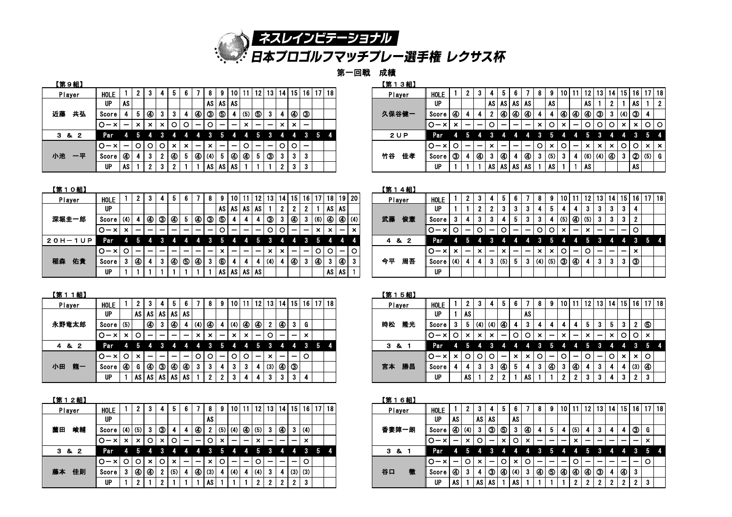# ネスレインビテーショナル
# 日本プロゴルフマッチプレー選手権 レクサス杯

## 第一回戦　成績

【第９組】

| Player | HOLE | 1 | 2 | 3 | 4 | 5 | 6 | 7 | 8 | 9 | 10 | 11 | 12 | 13 | 14 | 15 | 16 | 17 | 18 |
|---|---|---|---|---|---|---|---|---|---|---|---|---|---|---|---|---|---|---|---|
| 近藤　共弘 | UP | AS | | | | | | | AS | AS | AS | | | | | | | | |
| | Score | 4 | 5 | ④ | 3 | 3 | 4 | ④ | ③ | ⑤ | 4 | (5) | ⑤ | 3 | 4 | ④ | ③ | | |
| | ○－× | － | × | × | × | ○ | ○ | － | ○ | － | － | × | － | － | × | × | － | | |
| ３ ＆ ２ | Par | 4 | 5 | 4 | 3 | 4 | 4 | 4 | 3 | 5 | 4 | 4 | 5 | 3 | 4 | 4 | 3 | 5 | 4 |
| 小池　一平 | ○－× | － | ○ | ○ | ○ | × | × | － | × | － | － | ○ | － | － | ○ | ○ | － | | |
| | Score | ④ | 4 | 3 | 2 | ④ | 5 | ④ | (4) | 5 | ④ | ④ | 5 | ③ | 3 | 3 | 3 | | |
| | UP | AS | 1 | 2 | 3 | 2 | 1 | 1 | AS | AS | AS | 1 | 1 | 1 | 2 | 3 | 3 | | |

【第１０組】

| Player | HOLE | 1 | 2 | 3 | 4 | 5 | 6 | 7 | 8 | 9 | 10 | 11 | 12 | 13 | 14 | 15 | 16 | 17 | 18 | 19 | 20 |
|---|---|---|---|---|---|---|---|---|---|---|---|---|---|---|---|---|---|---|---|---|---|
| 深堀圭一郎 | UP | | | | | | | | | AS | AS | AS | AS | 1 | 2 | 2 | 2 | 1 | AS | AS | |
| | Score | (4) | 4 | ④ | ③ | ④ | 5 | ④ | ③ | ⑤ | 4 | 4 | 4 | ③ | 3 | ④ | 3 | (6) | ④ | ④ | (4) |
| | ○－× | × | － | － | － | － | － | － | － | ○ | － | － | － | ○ | ○ | － | － | × | × | － | × |
| ２０Ｈ－１ＵＰ | Par | 4 | 5 | 4 | 3 | 4 | 4 | 4 | 3 | 5 | 4 | 4 | 5 | 3 | 4 | 4 | 3 | 5 | 4 | 4 | 4 |
| 稲森　佑貴 | ○－× | ○ | － | － | － | － | － | － | － | × | － | － | － | × | × | － | － | ○ | ○ | － | ○ |
| | Score | 3 | ④ | 4 | 3 | ④ | ⑤ | ④ | 3 | ⑥ | 4 | 4 | 4 | (4) | 4 | ④ | 3 | ④ | 3 | ④ | 3 |
| | UP | 1 | 1 | 1 | 1 | 1 | 1 | 1 | 1 | AS | AS | AS | AS | | | | | | AS | AS | 1 |

【第１１組】

| Player | HOLE | 1 | 2 | 3 | 4 | 5 | 6 | 7 | 8 | 9 | 10 | 11 | 12 | 13 | 14 | 15 | 16 | 17 | 18 |
|---|---|---|---|---|---|---|---|---|---|---|---|---|---|---|---|---|---|---|---|
| 永野竜太郎 | UP | | AS | AS | AS | AS | AS | | | | | | | | | | | | |
| | Score | (5) | | ④ | 3 | ④ | 4 | (4) | ④ | 4 | (4) | ④ | ④ | 2 | ④ | 3 | G | | |
| | ○－× | × | ○ | － | － | － | － | × | × | － | × | × | － | ○ | － | － | × | | |
| ４ ＆ ２ | Par | 4 | 5 | 4 | 3 | 4 | 4 | 4 | 3 | 5 | 4 | 4 | 5 | 3 | 4 | 4 | 3 | 5 | 4 |
| 小田　龍一 | ○－× | ○ | × | － | － | － | － | ○ | ○ | － | ○ | ○ | － | × | － | － | ○ | | |
| | Score | ④ | G | ④ | ③ | ④ | ④ | 3 | 3 | 4 | 3 | 3 | 4 | (3) | ④ | ③ | | | |
| | UP | 1 | AS | AS | AS | AS | AS | 1 | 2 | 2 | 3 | 4 | 4 | 3 | 3 | 3 | 4 | | |

【第１２組】

| Player | HOLE | 1 | 2 | 3 | 4 | 5 | 6 | 7 | 8 | 9 | 10 | 11 | 12 | 13 | 14 | 15 | 16 | 17 | 18 |
|---|---|---|---|---|---|---|---|---|---|---|---|---|---|---|---|---|---|---|---|
| 薗田　峻輔 | UP | | | | | | | | AS | | | | | | | | | | |
| | Score | (4) | (5) | 3 | ③ | 4 | 4 | ④ | 2 | (5) | (4) | ④ | (5) | 3 | ④ | 3 | (4) | | |
| | ○－× | × | × | ○ | × | ○ | － | － | ○ | × | － | － | × | － | － | － | × | | |
| ３ ＆ ２ | Par | 4 | 5 | 4 | 3 | 4 | 4 | 4 | 3 | 5 | 4 | 4 | 5 | 3 | 4 | 4 | 3 | 5 | 4 |
| 藤本　佳則 | ○－× | ○ | ○ | × | ○ | × | － | － | × | ○ | － | － | ○ | － | － | － | ○ | | |
| | Score | 3 | ④ | ④ | 2 | (5) | 4 | ④ | (3) | 4 | (4) | 4 | (4) | 3 | 4 | (3) | (3) | | |
| | UP | 1 | 2 | 1 | 2 | 1 | 1 | 1 | AS | 1 | 1 | 1 | 2 | 2 | 2 | 2 | 3 | | |

【第１３組】

| Player | HOLE | 1 | 2 | 3 | 4 | 5 | 6 | 7 | 8 | 9 | 10 | 11 | 12 | 13 | 14 | 15 | 16 | 17 | 18 |
|---|---|---|---|---|---|---|---|---|---|---|---|---|---|---|---|---|---|---|---|
| 久保谷健一 | UP | | | | AS | AS | AS | AS | | AS | | | AS | 1 | 2 | 1 | AS | 1 | 2 |
| | Score | ④ | 4 | 4 | 2 | ④ | ④ | ④ | 4 | 4 | ④ | ④ | ④ | ③ | 3 | (4) | ③ | 4 | |
| | ○－× | × | － | － | ○ | － | － | － | × | ○ | × | － | ○ | ○ | ○ | × | × | ○ | ○ |
| ２ＵＰ | Par | 4 | 5 | 4 | 3 | 4 | 4 | 4 | 3 | 5 | 4 | 4 | 5 | 3 | 4 | 4 | 3 | 5 | 4 |
| 竹谷　佳孝 | ○－× | ○ | － | － | × | － | － | － | ○ | × | ○ | － | × | × | × | ○ | ○ | × | × |
| | Score | ③ | 4 | ④ | 3 | ④ | 4 | ④ | 3 | (5) | 3 | 4 | (6) | (4) | ④ | 3 | ② | (5) | G |
| | UP | 1 | 1 | 1 | AS | AS | AS | AS | 1 | AS | 1 | 1 | AS | | | | AS | | |

【第１４組】

| Player | HOLE | 1 | 2 | 3 | 4 | 5 | 6 | 7 | 8 | 9 | 10 | 11 | 12 | 13 | 14 | 15 | 16 | 17 | 18 |
|---|---|---|---|---|---|---|---|---|---|---|---|---|---|---|---|---|---|---|---|
| 武藤　俊憲 | UP | 1 | 1 | 2 | 2 | 3 | 3 | 3 | 4 | 5 | 4 | 4 | 3 | 3 | 3 | 3 | 4 | | |
| | Score | 3 | 4 | 3 | 3 | 4 | 5 | 3 | 3 | 4 | (5) | ④ | (5) | 3 | 3 | 3 | 2 | | |
| | ○－× | ○ | － | ○ | － | ○ | － | － | ○ | ○ | × | － | × | － | － | － | ○ | | |
| ４ ＆ ２ | Par | 4 | 5 | 4 | 3 | 4 | 4 | 4 | 3 | 5 | 4 | 4 | 5 | 3 | 4 | 4 | 3 | 5 | 4 |
| 今平　周吾 | ○－× | × | － | × | － | × | － | － | × | × | ○ | － | ○ | － | － | － | × | | |
| | Score | (4) | 4 | 4 | 3 | (5) | 5 | 3 | (4) | (5) | ③ | ④ | 4 | 3 | 3 | 3 | ③ | | |
| | UP | | | | | | | | | | | | | | | | | | |

【第１５組】

| Player | HOLE | 1 | 2 | 3 | 4 | 5 | 6 | 7 | 8 | 9 | 10 | 11 | 12 | 13 | 14 | 15 | 16 | 17 | 18 |
|---|---|---|---|---|---|---|---|---|---|---|---|---|---|---|---|---|---|---|---|
| 時松　隆光 | UP | 1 | AS | | | | | AS | | | | | | | | | | | |
| | Score | 3 | 5 | (4) | (4) | ④ | 4 | 3 | 4 | 4 | 4 | 4 | 5 | 3 | 5 | 3 | 2 | ⑤ | |
| | ○－× | ○ | × | × | × | － | ○ | ○ | × | － | × | － | × | － | × | ○ | ○ | × | |
| ３ ＆ １ | Par | 4 | 5 | 4 | 3 | 4 | 4 | 4 | 3 | 5 | 4 | 4 | 5 | 3 | 4 | 4 | 3 | 5 | 4 |
| 宮本　勝昌 | ○－× | × | ○ | ○ | ○ | － | × | × | ○ | － | ○ | － | ○ | － | ○ | × | × | ○ | |
| | Score | 4 | 4 | 3 | 3 | ④ | 5 | 4 | 3 | ④ | 3 | ④ | 4 | 3 | 4 | 4 | (3) | ④ | |
| | UP | | AS | 1 | 2 | 2 | 1 | AS | 1 | 1 | 2 | 2 | 3 | 3 | 4 | 3 | 2 | 3 | |

【第１６組】

| Player | HOLE | 1 | 2 | 3 | 4 | 5 | 6 | 7 | 8 | 9 | 10 | 11 | 12 | 13 | 14 | 15 | 16 | 17 | 18 |
|---|---|---|---|---|---|---|---|---|---|---|---|---|---|---|---|---|---|---|---|
| 香妻陣一朗 | UP | AS | | AS | AS | | AS | | | | | | | | | | | | |
| | Score | ④ | (4) | 3 | ③ | ⑤ | 3 | ④ | 4 | 5 | 4 | (5) | 4 | 3 | 4 | 4 | ③ | G | |
| | ○－× | － | × | ○ | － | × | ○ | × | － | － | － | × | － | － | － | － | － | × | |
| ３ ＆ １ | Par | 4 | 5 | 4 | 3 | 4 | 4 | 4 | 3 | 5 | 4 | 4 | 5 | 3 | 4 | 4 | 3 | 5 | 4 |
| 谷口　　徹 | ○－× | － | ○ | × | － | ○ | × | ○ | － | － | － | ○ | － | － | － | － | － | ○ | |
| | Score | ④ | 3 | 4 | ③ | ④ | (4) | 3 | ④ | ⑤ | ④ | ④ | ④ | ③ | 4 | ④ | 3 | | |
| | UP | AS | 1 | AS | AS | 1 | AS | 1 | 1 | 1 | 1 | 2 | 2 | 2 | 2 | 2 | 2 | 3 | |